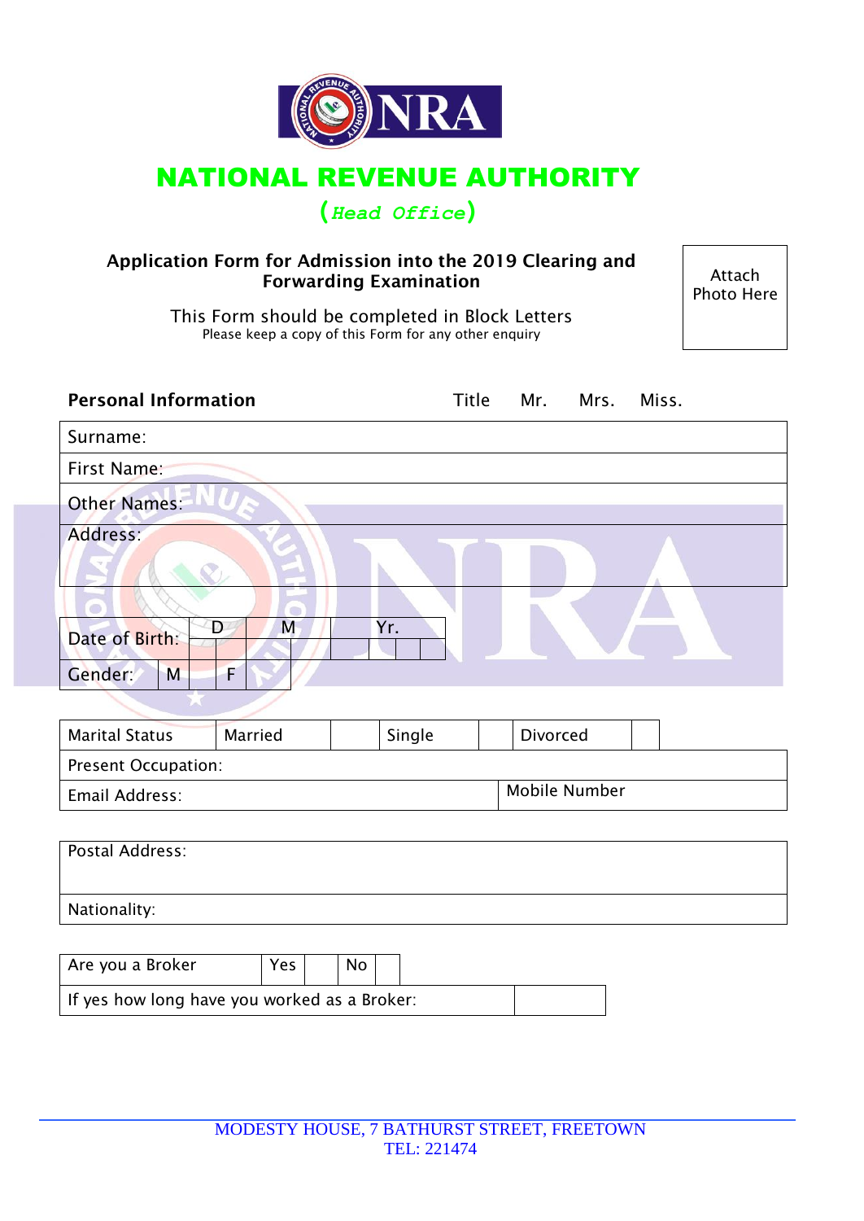# NATIONAL REVENUE AUTHORITY

*(Head Office)*

**Application Form for Admission into the 2019 Clearing and Forwarding Examination**

This Form should be completed in Block Letters

Please keep a copy of this Form for any other enquiry

Attach Photo Here

**Personal Information** Title Mr. Mrs. Miss.

| Surname: |
|---|
| First Name: |
| Other Names: |
| Address: |

| Date of Birth: | D | | M | | Yr. | | | |
|---|---|---|---|---|---|---|---|---|
| Gender: | M | | F | | | | | |

| Marital Status | Married | | Single | | Divorced | |
|---|---|---|---|---|---|---|
| Present Occupation: | | | | | | |
| Email Address: | | | | Mobile Number | | |

| Postal Address: |
|---|
| Nationality: |

| Are you a Broker | Yes | | No | |
|---|---|---|---|---|
| If yes how long have you worked as a Broker: | | | | |

MODESTY HOUSE, 7 BATHURST STREET, FREETOWN
TEL: 221474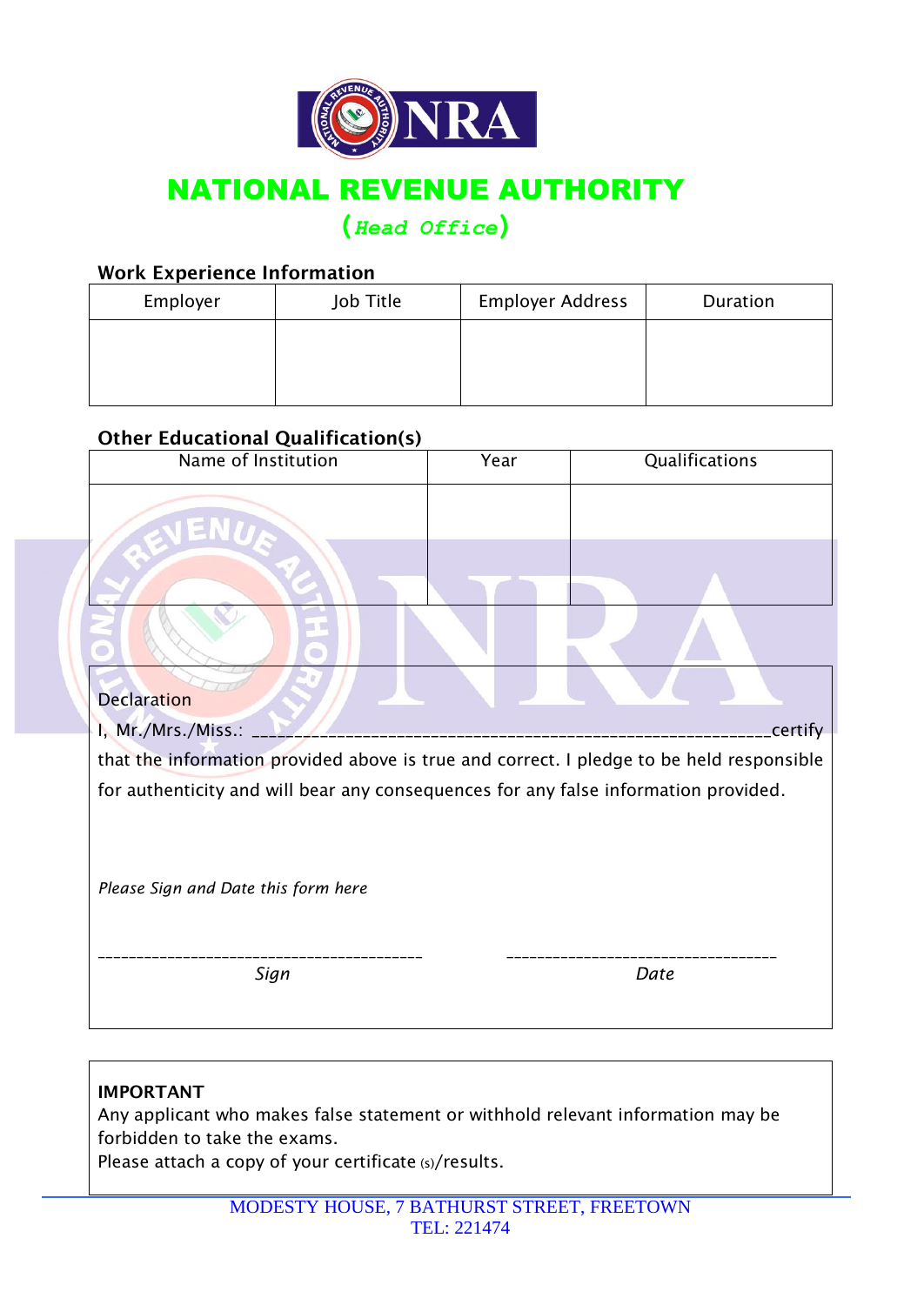# NATIONAL REVENUE AUTHORITY

## (*Head Office*)

### Work Experience Information

| Employer | Job Title | Employer Address | Duration |
|---|---|---|---|
| | | | |

### Other Educational Qualification(s)

| Name of Institution | Year | Qualifications |
|---|---|---|
| | | |

Declaration

I, Mr./Mrs./Miss.: ____________________________________________________________certify that the information provided above is true and correct. I pledge to be held responsible for authenticity and will bear any consequences for any false information provided.

*Please Sign and Date this form here*

_________________________________________ __________________________________

*Sign* *Date*

**IMPORTANT**

Any applicant who makes false statement or withhold relevant information may be forbidden to take the exams.

Please attach a copy of your certificate (s)/results.

MODESTY HOUSE, 7 BATHURST STREET, FREETOWN

TEL: 221474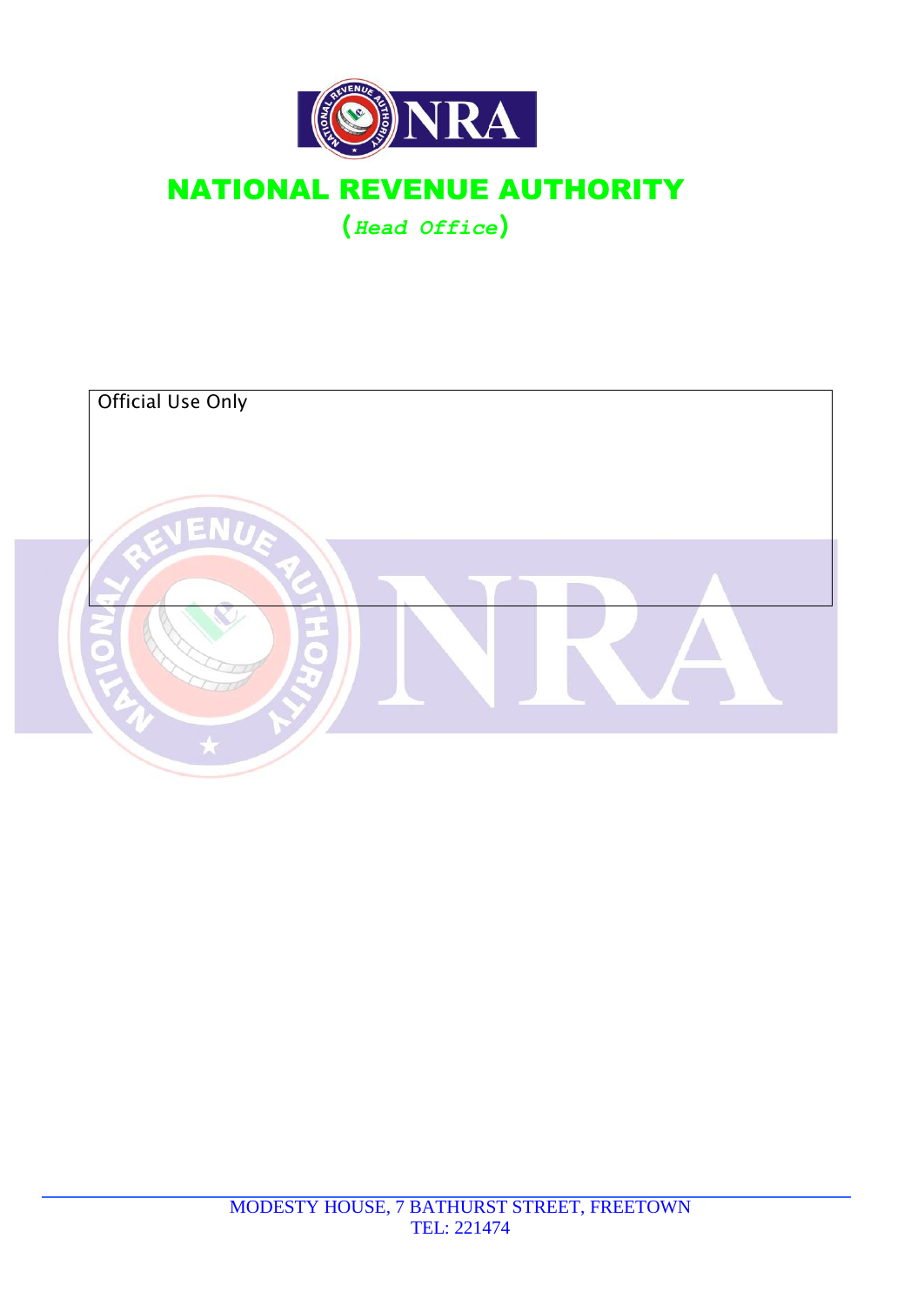# NATIONAL REVENUE AUTHORITY

(*Head Office*)

| Official Use Only |
|---|
| |

MODESTY HOUSE, 7 BATHURST STREET, FREETOWN
TEL: 221474